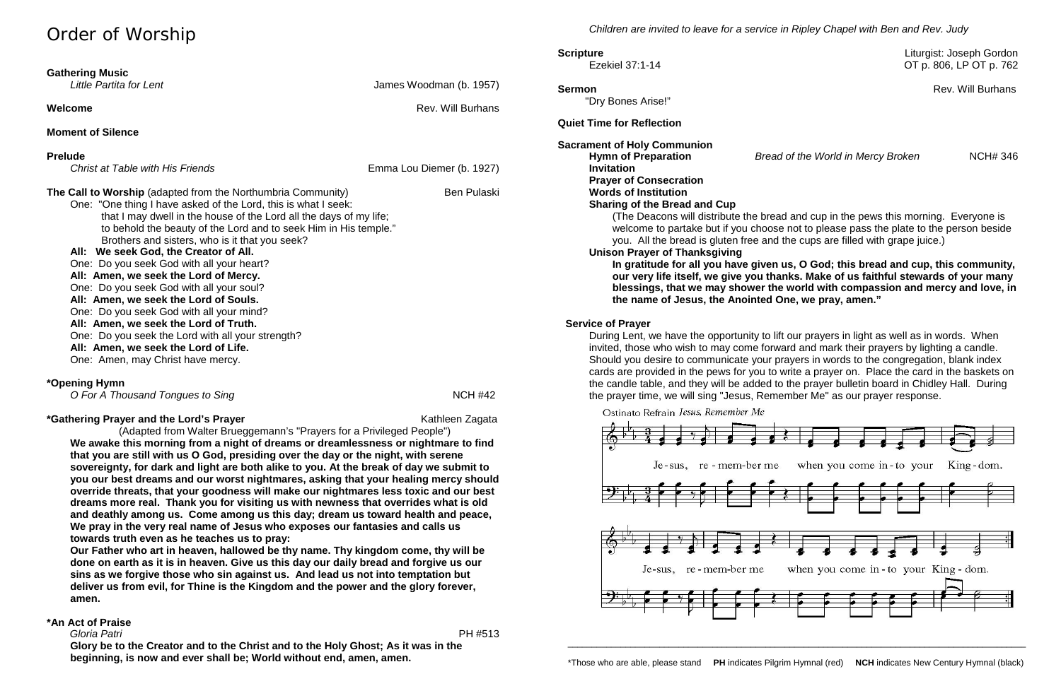# Order of Worship

**Gathering Music**
*Little Partita for Lent* — James Woodman (b. 1957)

**Welcome** — Rev. Will Burhans

**Moment of Silence**

**Prelude**
*Christ at Table with His Friends* — Emma Lou Diemer (b. 1927)

**The Call to Worship** (adapted from the Northumbria Community) — Ben Pulaski

One: "One thing I have asked of the Lord, this is what I seek:
that I may dwell in the house of the Lord all the days of my life;
to behold the beauty of the Lord and to seek Him in His temple."
Brothers and sisters, who is it that you seek?

**All: We seek God, the Creator of All.**

One: Do you seek God with all your heart?

**All: Amen, we seek the Lord of Mercy.**

One: Do you seek God with all your soul?

**All: Amen, we seek the Lord of Souls.**

One: Do you seek God with all your mind?

**All: Amen, we seek the Lord of Truth.**

One: Do you seek the Lord with all your strength?

**All: Amen, we seek the Lord of Life.**

One: Amen, may Christ have mercy.

**\*Opening Hymn**
*O For A Thousand Tongues to Sing* — NCH #42

**\*Gathering Prayer and the Lord's Prayer** — Kathleen Zagata
(Adapted from Walter Brueggemann's "Prayers for a Privileged People")

**We awake this morning from a night of dreams or dreamlessness or nightmare to find that you are still with us O God, presiding over the day or the night, with serene sovereignty, for dark and light are both alike to you. At the break of day we submit to you our best dreams and our worst nightmares, asking that your healing mercy should override threats, that your goodness will make our nightmares less toxic and our best dreams more real. Thank you for visiting us with newness that overrides what is old and deathly among us. Come among us this day; dream us toward health and peace, We pray in the very real name of Jesus who exposes our fantasies and calls us towards truth even as he teaches us to pray:**

**Our Father who art in heaven, hallowed be thy name. Thy kingdom come, thy will be done on earth as it is in heaven. Give us this day our daily bread and forgive us our sins as we forgive those who sin against us. And lead us not into temptation but deliver us from evil, for Thine is the Kingdom and the power and the glory forever, amen.**

**\*An Act of Praise**
*Gloria Patri* — PH #513

**Glory be to the Creator and to the Christ and to the Holy Ghost; As it was in the beginning, is now and ever shall be; World without end, amen, amen.**

*Children are invited to leave for a service in Ripley Chapel with Ben and Rev. Judy*

**Scripture** — Liturgist: Joseph Gordon
Ezekiel 37:1-14 — OT p. 806, LP OT p. 762

**Sermon** — Rev. Will Burhans
"Dry Bones Arise!"

**Quiet Time for Reflection**

**Sacrament of Holy Communion**

**Hymn of Preparation** — *Bread of the World in Mercy Broken* — NCH# 346

**Invitation**

**Prayer of Consecration**

**Words of Institution**

**Sharing of the Bread and Cup**

(The Deacons will distribute the bread and cup in the pews this morning. Everyone is welcome to partake but if you choose not to please pass the plate to the person beside you. All the bread is gluten free and the cups are filled with grape juice.)

**Unison Prayer of Thanksgiving**

**In gratitude for all you have given us, O God; this bread and cup, this community, our very life itself, we give you thanks. Make of us faithful stewards of your many blessings, that we may shower the world with compassion and mercy and love, in the name of Jesus, the Anointed One, we pray, amen."**

**Service of Prayer**

During Lent, we have the opportunity to lift our prayers in light as well as in words. When invited, those who wish to may come forward and mark their prayers by lighting a candle. Should you desire to communicate your prayers in words to the congregation, blank index cards are provided in the pews for you to write a prayer on. Place the card in the baskets on the candle table, and they will be added to the prayer bulletin board in Chidley Hall. During the prayer time, we will sing "Jesus, Remember Me" as our prayer response.

Ostinato Refrain *Jesus, Remember Me*

Je-sus, re-mem-ber me when you come in-to your King-dom.
Je-sus, re-mem-ber me when you come in-to your King-dom.

\*Those who are able, please stand **PH** indicates Pilgrim Hymnal (red) **NCH** indicates New Century Hymnal (black)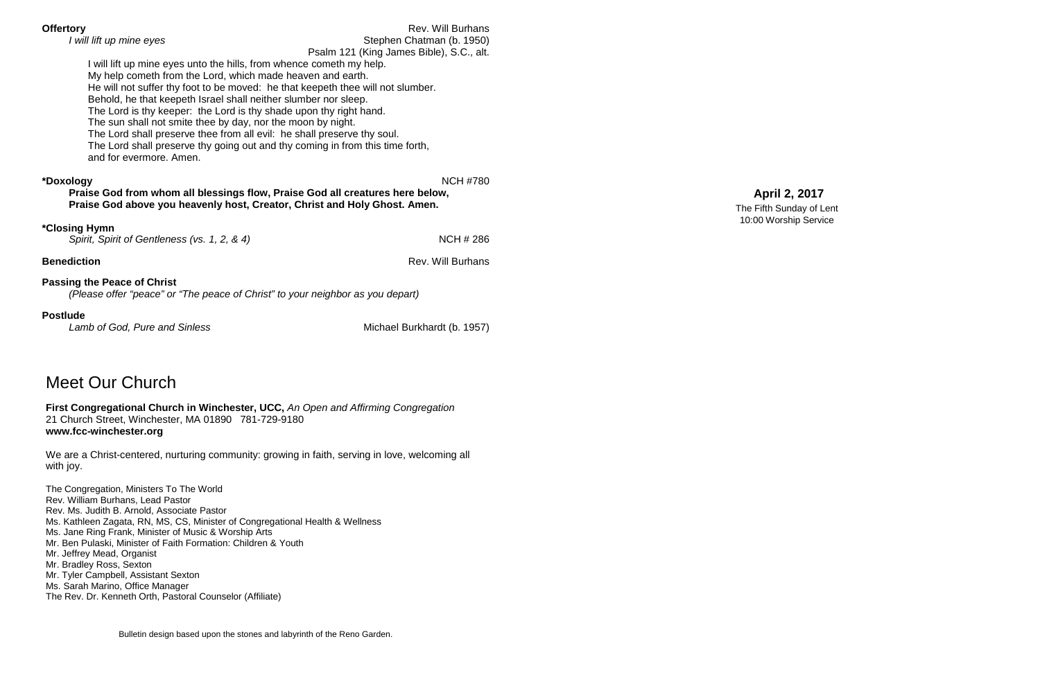**Offertory** Rev. Will Burhans

*I will lift up mine eyes* Stephen Chatman (b. 1950)
Psalm 121 (King James Bible), S.C., alt.

I will lift up mine eyes unto the hills, from whence cometh my help.
My help cometh from the Lord, which made heaven and earth.
He will not suffer thy foot to be moved: he that keepeth thee will not slumber.
Behold, he that keepeth Israel shall neither slumber nor sleep.
The Lord is thy keeper: the Lord is thy shade upon thy right hand.
The sun shall not smite thee by day, nor the moon by night.
The Lord shall preserve thee from all evil: he shall preserve thy soul.
The Lord shall preserve thy going out and thy coming in from this time forth,
and for evermore. Amen.

**\*Doxology** NCH #780

**Praise God from whom all blessings flow, Praise God all creatures here below,
Praise God above you heavenly host, Creator, Christ and Holy Ghost. Amen.**

**\*Closing Hymn**

*Spirit, Spirit of Gentleness (vs. 1, 2, & 4)* NCH # 286

**Benediction** Rev. Will Burhans

**Passing the Peace of Christ**

*(Please offer "peace" or "The peace of Christ" to your neighbor as you depart)*

**Postlude**

*Lamb of God, Pure and Sinless* Michael Burkhardt (b. 1957)

# Meet Our Church

**First Congregational Church in Winchester, UCC,** *An Open and Affirming Congregation*
21 Church Street, Winchester, MA 01890 781-729-9180
**www.fcc-winchester.org**

We are a Christ-centered, nurturing community: growing in faith, serving in love, welcoming all with joy.

The Congregation, Ministers To The World
Rev. William Burhans, Lead Pastor
Rev. Ms. Judith B. Arnold, Associate Pastor
Ms. Kathleen Zagata, RN, MS, CS, Minister of Congregational Health & Wellness
Ms. Jane Ring Frank, Minister of Music & Worship Arts
Mr. Ben Pulaski, Minister of Faith Formation: Children & Youth
Mr. Jeffrey Mead, Organist
Mr. Bradley Ross, Sexton
Mr. Tyler Campbell, Assistant Sexton
Ms. Sarah Marino, Office Manager
The Rev. Dr. Kenneth Orth, Pastoral Counselor (Affiliate)

Bulletin design based upon the stones and labyrinth of the Reno Garden.

**April 2, 2017**

The Fifth Sunday of Lent
10:00 Worship Service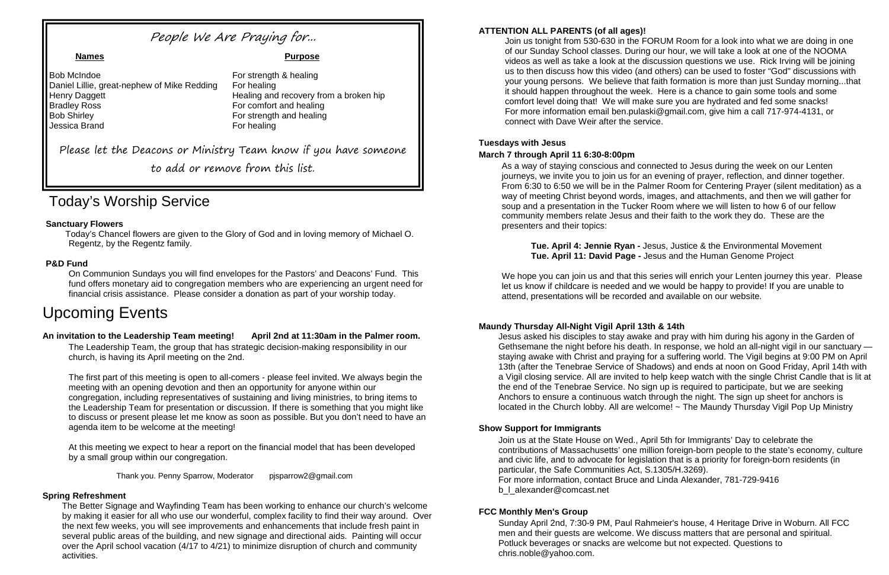## People We Are Praying for...

| Names | Purpose |
|---|---|
| Bob McIndoe | For strength & healing |
| Daniel Lillie, great-nephew of Mike Redding | For healing |
| Henry Daggett | Healing and recovery from a broken hip |
| Bradley Ross | For comfort and healing |
| Bob Shirley | For strength and healing |
| Jessica Brand | For healing |

Please let the Deacons or Ministry Team know if you have someone to add or remove from this list.

# Today's Worship Service

**Sanctuary Flowers**

Today's Chancel flowers are given to the Glory of God and in loving memory of Michael O. Regentz, by the Regentz family.

**P&D Fund**

On Communion Sundays you will find envelopes for the Pastors' and Deacons' Fund. This fund offers monetary aid to congregation members who are experiencing an urgent need for financial crisis assistance. Please consider a donation as part of your worship today.

# Upcoming Events

**An invitation to the Leadership Team meeting! April 2nd at 11:30am in the Palmer room.**

The Leadership Team, the group that has strategic decision-making responsibility in our church, is having its April meeting on the 2nd.

The first part of this meeting is open to all-comers - please feel invited. We always begin the meeting with an opening devotion and then an opportunity for anyone within our congregation, including representatives of sustaining and living ministries, to bring items to the Leadership Team for presentation or discussion. If there is something that you might like to discuss or present please let me know as soon as possible. But you don't need to have an agenda item to be welcome at the meeting!

At this meeting we expect to hear a report on the financial model that has been developed by a small group within our congregation.

Thank you. Penny Sparrow, Moderator pjsparrow2@gmail.com

**Spring Refreshment**

The Better Signage and Wayfinding Team has been working to enhance our church's welcome by making it easier for all who use our wonderful, complex facility to find their way around. Over the next few weeks, you will see improvements and enhancements that include fresh paint in several public areas of the building, and new signage and directional aids. Painting will occur over the April school vacation (4/17 to 4/21) to minimize disruption of church and community activities.

**ATTENTION ALL PARENTS (of all ages)!**

Join us tonight from 530-630 in the FORUM Room for a look into what we are doing in one of our Sunday School classes. During our hour, we will take a look at one of the NOOMA videos as well as take a look at the discussion questions we use. Rick Irving will be joining us to then discuss how this video (and others) can be used to foster "God" discussions with your young persons. We believe that faith formation is more than just Sunday morning...that it should happen throughout the week. Here is a chance to gain some tools and some comfort level doing that! We will make sure you are hydrated and fed some snacks! For more information email ben.pulaski@gmail.com, give him a call 717-974-4131, or connect with Dave Weir after the service.

**Tuesdays with Jesus**

**March 7 through April 11 6:30-8:00pm**

As a way of staying conscious and connected to Jesus during the week on our Lenten journeys, we invite you to join us for an evening of prayer, reflection, and dinner together. From 6:30 to 6:50 we will be in the Palmer Room for Centering Prayer (silent meditation) as a way of meeting Christ beyond words, images, and attachments, and then we will gather for soup and a presentation in the Tucker Room where we will listen to how 6 of our fellow community members relate Jesus and their faith to the work they do. These are the presenters and their topics:

**Tue. April 4: Jennie Ryan -** Jesus, Justice & the Environmental Movement
**Tue. April 11: David Page -** Jesus and the Human Genome Project

We hope you can join us and that this series will enrich your Lenten journey this year. Please let us know if childcare is needed and we would be happy to provide! If you are unable to attend, presentations will be recorded and available on our website.

**Maundy Thursday All-Night Vigil April 13th & 14th**

Jesus asked his disciples to stay awake and pray with him during his agony in the Garden of Gethsemane the night before his death. In response, we hold an all-night vigil in our sanctuary — staying awake with Christ and praying for a suffering world. The Vigil begins at 9:00 PM on April 13th (after the Tenebrae Service of Shadows) and ends at noon on Good Friday, April 14th with a Vigil closing service. All are invited to help keep watch with the single Christ Candle that is lit at the end of the Tenebrae Service. No sign up is required to participate, but we are seeking Anchors to ensure a continuous watch through the night. The sign up sheet for anchors is located in the Church lobby. All are welcome! ~ The Maundy Thursday Vigil Pop Up Ministry

**Show Support for Immigrants**

Join us at the State House on Wed., April 5th for Immigrants' Day to celebrate the contributions of Massachusetts' one million foreign-born people to the state's economy, culture and civic life, and to advocate for legislation that is a priority for foreign-born residents (in particular, the Safe Communities Act, S.1305/H.3269).
For more information, contact Bruce and Linda Alexander, 781-729-9416
b_l_alexander@comcast.net

**FCC Monthly Men's Group**

Sunday April 2nd, 7:30-9 PM, Paul Rahmeier's house, 4 Heritage Drive in Woburn. All FCC men and their guests are welcome. We discuss matters that are personal and spiritual. Potluck beverages or snacks are welcome but not expected. Questions to chris.noble@yahoo.com.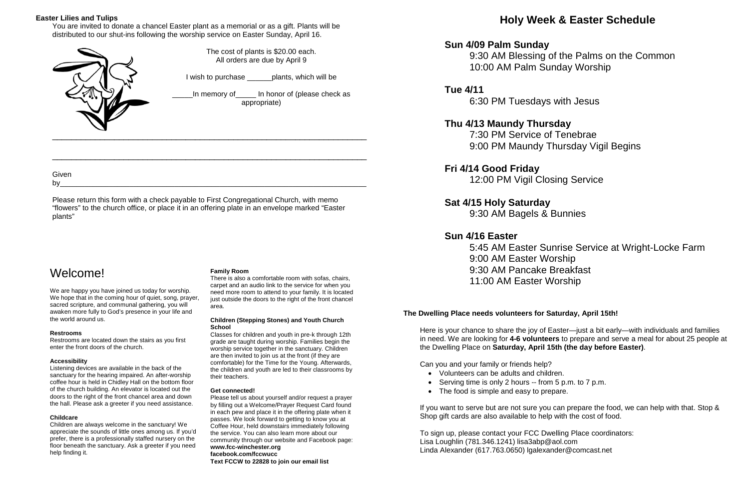**Easter Lilies and Tulips**

You are invited to donate a chancel Easter plant as a memorial or as a gift. Plants will be distributed to our shut-ins following the worship service on Easter Sunday, April 16.

The cost of plants is $20.00 each.
All orders are due by April 9

I wish to purchase ______plants, which will be

_____In memory of_____ In honor of (please check as appropriate)

___________________________________________________________________________

___________________________________________________________________________

Given by___________________________________________________________________

Please return this form with a check payable to First Congregational Church, with memo "flowers" to the church office, or place it in an offering plate in an envelope marked "Easter plants"

# Welcome!

We are happy you have joined us today for worship. We hope that in the coming hour of quiet, song, prayer, sacred scripture, and communal gathering, you will awaken more fully to God's presence in your life and the world around us.

**Restrooms**

Restrooms are located down the stairs as you first enter the front doors of the church.

**Accessibility**

Listening devices are available in the back of the sanctuary for the hearing impaired. An after-worship coffee hour is held in Chidley Hall on the bottom floor of the church building. An elevator is located out the doors to the right of the front chancel area and down the hall. Please ask a greeter if you need assistance.

**Childcare**

Children are always welcome in the sanctuary! We appreciate the sounds of little ones among us. If you'd prefer, there is a professionally staffed nursery on the floor beneath the sanctuary. Ask a greeter if you need help finding it.

**Family Room**

There is also a comfortable room with sofas, chairs, carpet and an audio link to the service for when you need more room to attend to your family. It is located just outside the doors to the right of the front chancel area.

**Children (Stepping Stones) and Youth Church School**

Classes for children and youth in pre-k through 12th grade are taught during worship. Families begin the worship service together in the sanctuary. Children are then invited to join us at the front (if they are comfortable) for the Time for the Young. Afterwards, the children and youth are led to their classrooms by their teachers.

**Get connected!**

Please tell us about yourself and/or request a prayer by filling out a Welcome/Prayer Request Card found in each pew and place it in the offering plate when it passes. We look forward to getting to know you at Coffee Hour, held downstairs immediately following the service. You can also learn more about our community through our website and Facebook page:
**www.fcc-winchester.org**
**facebook.com/fccwucc**
**Text FCCW to 22828 to join our email list**

# Holy Week & Easter Schedule

## Sun 4/09 Palm Sunday
9:30 AM Blessing of the Palms on the Common
10:00 AM Palm Sunday Worship

## Tue 4/11
6:30 PM Tuesdays with Jesus

## Thu 4/13 Maundy Thursday
7:30 PM Service of Tenebrae
9:00 PM Maundy Thursday Vigil Begins

## Fri 4/14 Good Friday
12:00 PM Vigil Closing Service

## Sat 4/15 Holy Saturday
9:30 AM Bagels & Bunnies

## Sun 4/16 Easter
5:45 AM Easter Sunrise Service at Wright-Locke Farm
9:00 AM Easter Worship
9:30 AM Pancake Breakfast
11:00 AM Easter Worship

**The Dwelling Place needs volunteers for Saturday, April 15th!**

Here is your chance to share the joy of Easter—just a bit early—with individuals and families in need. We are looking for **4-6 volunteers** to prepare and serve a meal for about 25 people at the Dwelling Place on **Saturday, April 15th (the day before Easter)**.

Can you and your family or friends help?

- Volunteers can be adults and children.
- Serving time is only 2 hours -- from 5 p.m. to 7 p.m.
- The food is simple and easy to prepare.

If you want to serve but are not sure you can prepare the food, we can help with that. Stop & Shop gift cards are also available to help with the cost of food.

To sign up, please contact your FCC Dwelling Place coordinators:
Lisa Loughlin (781.346.1241) lisa3abp@aol.com
Linda Alexander (617.763.0650) lgalexander@comcast.net